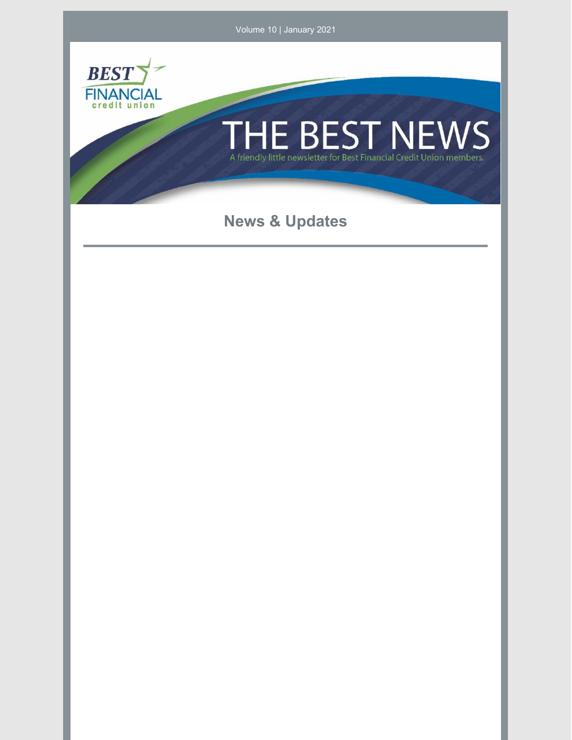Volume 10 | January 2021

# THE BEST NEWS

A friendly little newsletter for Best Financial Credit Union members.

## News & Updates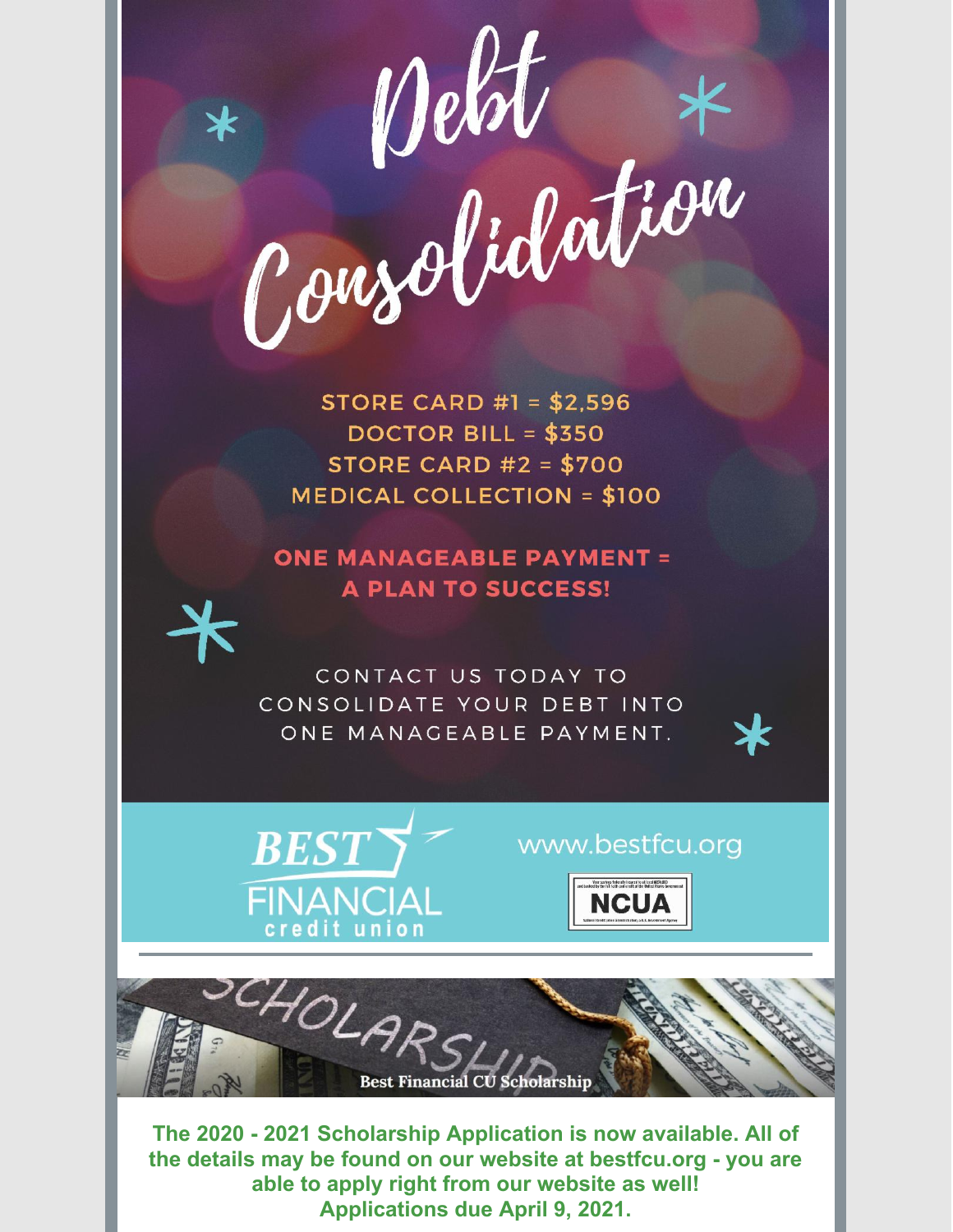# Debt Consolidation

STORE CARD #1 = $2,596
DOCTOR BILL = $350
STORE CARD #2 = $700
MEDICAL COLLECTION = $100

**ONE MANAGEABLE PAYMENT = A PLAN TO SUCCESS!**

CONTACT US TODAY TO CONSOLIDATE YOUR DEBT INTO ONE MANAGEABLE PAYMENT.

BEST FINANCIAL credit union

www.bestfcu.org

NCUA

---

SCHOLARSHIP

Best Financial CU Scholarship

**The 2020 - 2021 Scholarship Application is now available. All of the details may be found on our website at bestfcu.org - you are able to apply right from our website as well!**
**Applications due April 9, 2021.**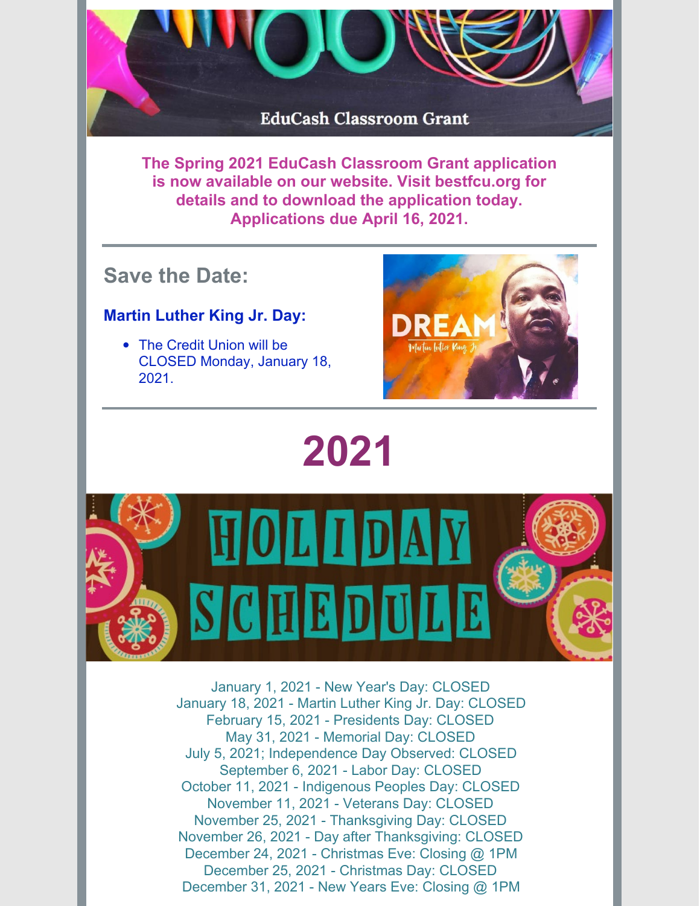EduCash Classroom Grant

**The Spring 2021 EduCash Classroom Grant application is now available on our website. Visit bestfcu.org for details and to download the application today. Applications due April 16, 2021.**

## Save the Date:

### Martin Luther King Jr. Day:

- The Credit Union will be CLOSED Monday, January 18, 2021.

DREAM
Martin Luther King Jr.

# 2021

HOLIDAY SCHEDULE

January 1, 2021 - New Year's Day: CLOSED
January 18, 2021 - Martin Luther King Jr. Day: CLOSED
February 15, 2021 - Presidents Day: CLOSED
May 31, 2021 - Memorial Day: CLOSED
July 5, 2021; Independence Day Observed: CLOSED
September 6, 2021 - Labor Day: CLOSED
October 11, 2021 - Indigenous Peoples Day: CLOSED
November 11, 2021 - Veterans Day: CLOSED
November 25, 2021 - Thanksgiving Day: CLOSED
November 26, 2021 - Day after Thanksgiving: CLOSED
December 24, 2021 - Christmas Eve: Closing @ 1PM
December 25, 2021 - Christmas Day: CLOSED
December 31, 2021 - New Years Eve: Closing @ 1PM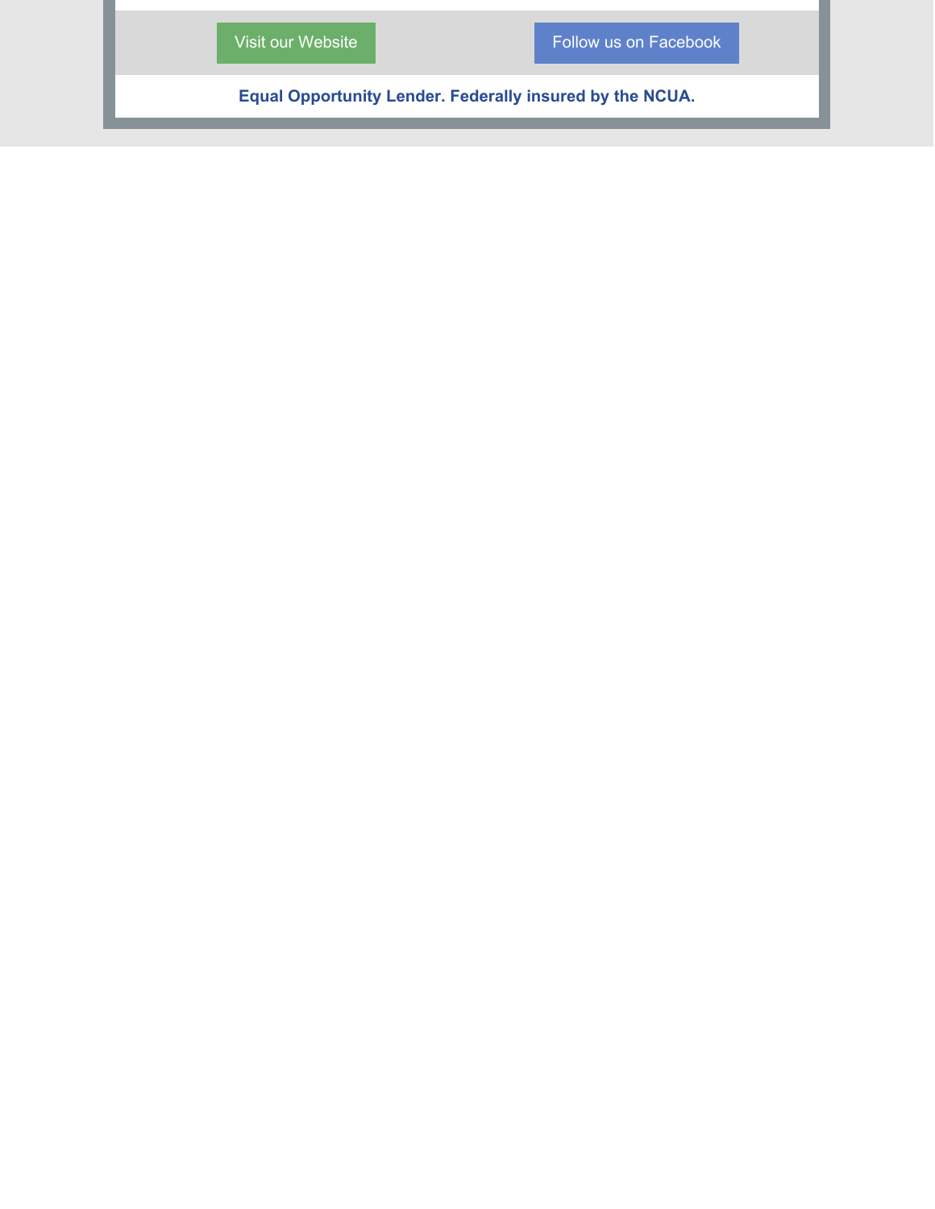Visit our Website

Follow us on Facebook

**Equal Opportunity Lender. Federally insured by the NCUA.**